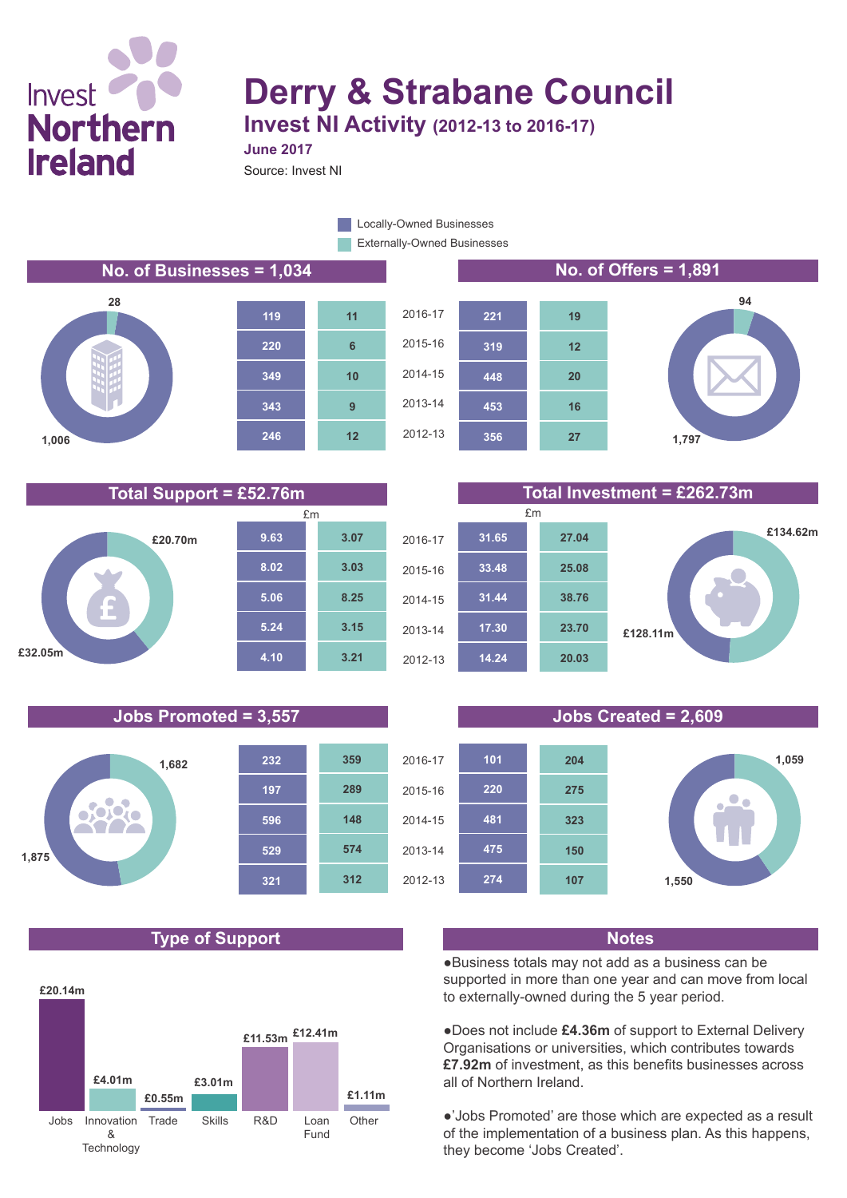Invest Northern Ireland

# Derry & Strabane Council

## Invest NI Activity (2012-13 to 2016-17)

**June 2017**

Source: Invest NI

Legend: Locally-Owned Businesses; Externally-Owned Businesses

## No. of Businesses = 1,034

Locally-Owned: 1,006; Externally-Owned: 28

| Year | Locally-Owned | Externally-Owned |
|---|---|---|
| 2016-17 | 119 | 11 |
| 2015-16 | 220 | 6 |
| 2014-15 | 349 | 10 |
| 2013-14 | 343 | 9 |
| 2012-13 | 246 | 12 |

## No. of Offers = 1,891

Locally-Owned: 1,797; Externally-Owned: 94

| Year | Locally-Owned | Externally-Owned |
|---|---|---|
| 2016-17 | 221 | 19 |
| 2015-16 | 319 | 12 |
| 2014-15 | 448 | 20 |
| 2013-14 | 453 | 16 |
| 2012-13 | 356 | 27 |

## Total Support = £52.76m

Locally-Owned: £32.05m; Externally-Owned: £20.70m

| Year | Locally-Owned (£m) | Externally-Owned (£m) |
|---|---|---|
| 2016-17 | 9.63 | 3.07 |
| 2015-16 | 8.02 | 3.03 |
| 2014-15 | 5.06 | 8.25 |
| 2013-14 | 5.24 | 3.15 |
| 2012-13 | 4.10 | 3.21 |

## Total Investment = £262.73m

Locally-Owned: £128.11m; Externally-Owned: £134.62m

| Year | Locally-Owned (£m) | Externally-Owned (£m) |
|---|---|---|
| 2016-17 | 31.65 | 27.04 |
| 2015-16 | 33.48 | 25.08 |
| 2014-15 | 31.44 | 38.76 |
| 2013-14 | 17.30 | 23.70 |
| 2012-13 | 14.24 | 20.03 |

## Jobs Promoted = 3,557

Locally-Owned: 1,875; Externally-Owned: 1,682

| Year | Locally-Owned | Externally-Owned |
|---|---|---|
| 2016-17 | 232 | 359 |
| 2015-16 | 197 | 289 |
| 2014-15 | 596 | 148 |
| 2013-14 | 529 | 574 |
| 2012-13 | 321 | 312 |

## Jobs Created = 2,609

Locally-Owned: 1,550; Externally-Owned: 1,059

| Year | Locally-Owned | Externally-Owned |
|---|---|---|
| 2016-17 | 101 | 204 |
| 2015-16 | 220 | 275 |
| 2014-15 | 481 | 323 |
| 2013-14 | 475 | 150 |
| 2012-13 | 274 | 107 |

## Type of Support

| Type | Support |
|---|---|
| Jobs | £20.14m |
| Innovation & Technology | £4.01m |
| Trade | £0.55m |
| Skills | £3.01m |
| R&D | £11.53m |
| Loan Fund | £12.41m |
| Other | £1.11m |

## Notes

- Business totals may not add as a business can be supported in more than one year and can move from local to externally-owned during the 5 year period.
- Does not include **£4.36m** of support to External Delivery Organisations or universities, which contributes towards **£7.92m** of investment, as this benefits businesses across all of Northern Ireland.
- 'Jobs Promoted' are those which are expected as a result of the implementation of a business plan. As this happens, they become 'Jobs Created'.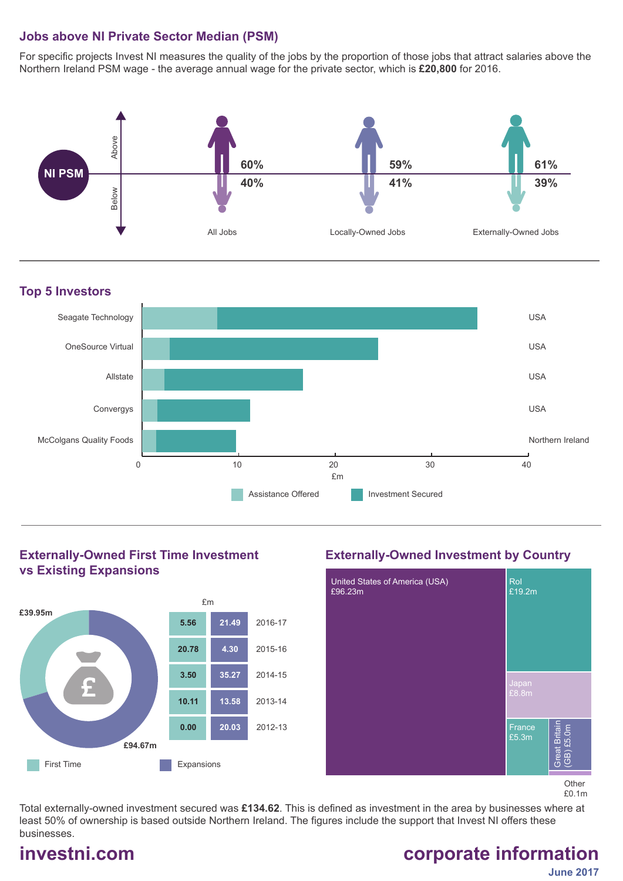## Jobs above NI Private Sector Median (PSM)

For specific projects Invest NI measures the quality of the jobs by the proportion of those jobs that attract salaries above the Northern Ireland PSM wage - the average annual wage for the private sector, which is **£20,800** for 2016.

NI PSM

Above

Below

60%
40%
All Jobs

59%
41%
Locally-Owned Jobs

61%
39%
Externally-Owned Jobs

## Top 5 Investors

Seagate Technology — USA

OneSource Virtual — USA

Allstate — USA

Convergys — USA

McColgans Quality Foods — Northern Ireland

0 10 20 30 40

£m

Assistance Offered

Investment Secured

## Externally-Owned First Time Investment vs Existing Expansions

£39.95m

£94.67m

First Time

Expansions

£m

| First Time | Expansions | |
|---|---|---|
| 5.56 | 21.49 | 2016-17 |
| 20.78 | 4.30 | 2015-16 |
| 3.50 | 35.27 | 2014-15 |
| 10.11 | 13.58 | 2013-14 |
| 0.00 | 20.03 | 2012-13 |

## Externally-Owned Investment by Country

United States of America (USA) £96.23m

RoI £19.2m

Japan £8.8m

France £5.3m

Great Britain (GB) £5.0m

Other £0.1m

Total externally-owned investment secured was **£134.62**. This is defined as investment in the area by businesses where at least 50% of ownership is based outside Northern Ireland. The figures include the support that Invest NI offers these businesses.

**investni.com**

**corporate information**

**June 2017**